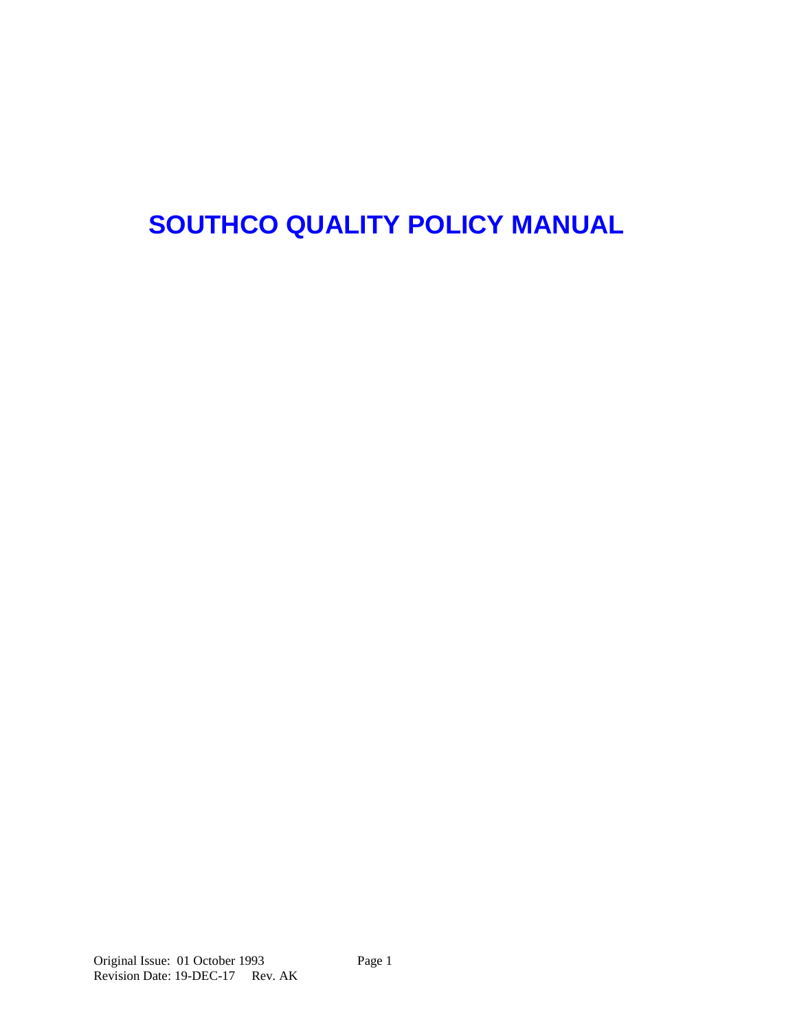# SOUTHCO QUALITY POLICY MANUAL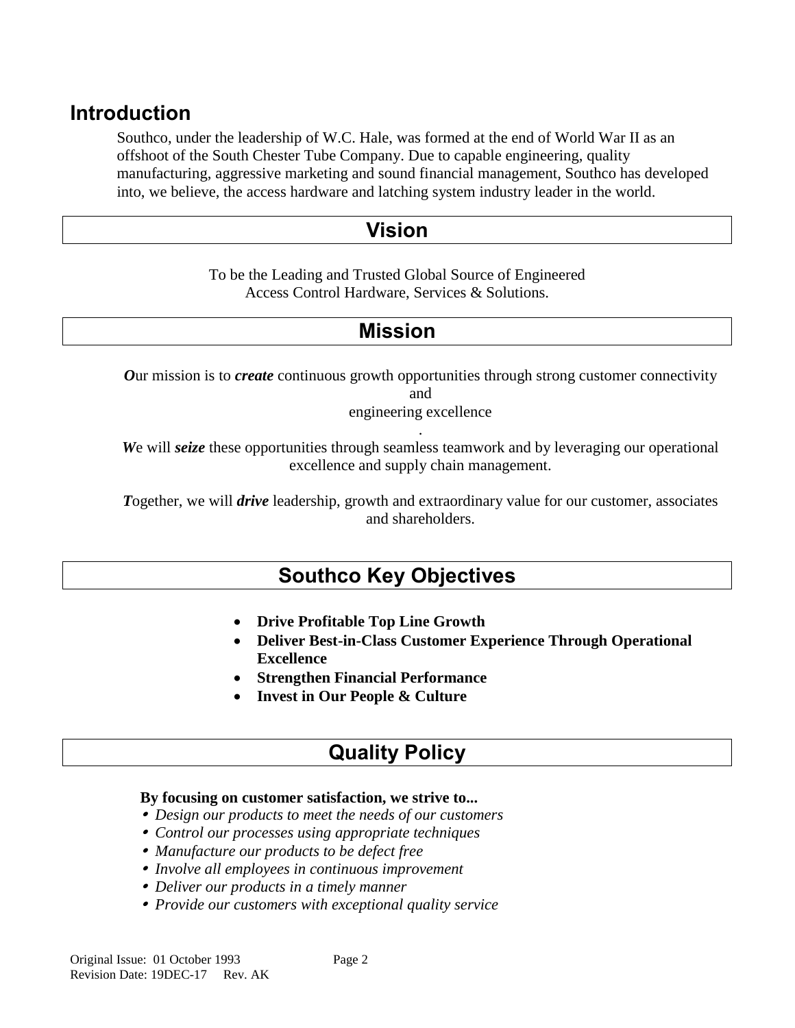## Introduction

Southco, under the leadership of W.C. Hale, was formed at the end of World War II as an offshoot of the South Chester Tube Company. Due to capable engineering, quality manufacturing, aggressive marketing and sound financial management, Southco has developed into, we believe, the access hardware and latching system industry leader in the world.

## Vision

To be the Leading and Trusted Global Source of Engineered Access Control Hardware, Services & Solutions.

## Mission

***O***ur mission is to ***create*** continuous growth opportunities through strong customer connectivity and engineering excellence.

***W***e will ***seize*** these opportunities through seamless teamwork and by leveraging our operational excellence and supply chain management.

***T***ogether, we will ***drive*** leadership, growth and extraordinary value for our customer, associates and shareholders.

## Southco Key Objectives

- **Drive Profitable Top Line Growth**
- **Deliver Best-in-Class Customer Experience Through Operational Excellence**
- **Strengthen Financial Performance**
- **Invest in Our People & Culture**

## Quality Policy

**By focusing on customer satisfaction, we strive to...**

- *Design our products to meet the needs of our customers*
- *Control our processes using appropriate techniques*
- *Manufacture our products to be defect free*
- *Involve all employees in continuous improvement*
- *Deliver our products in a timely manner*
- *Provide our customers with exceptional quality service*

Original Issue: 01 October 1993
Revision Date: 19DEC-17 Rev. AK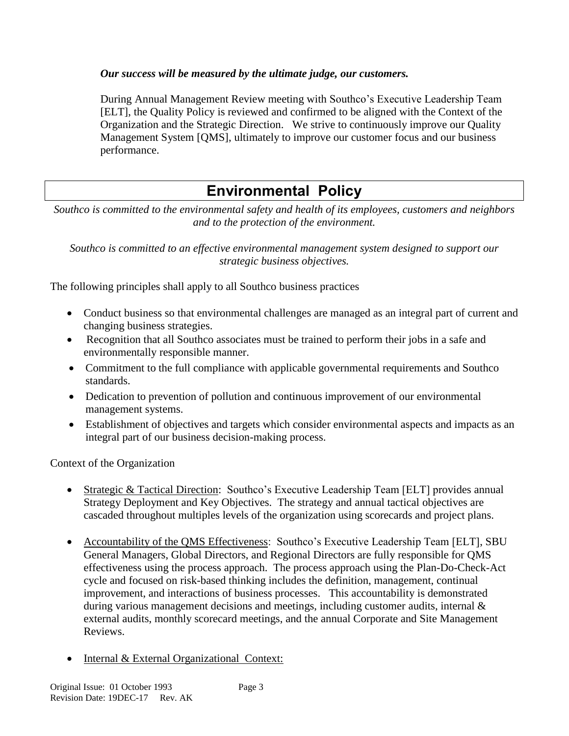***Our success will be measured by the ultimate judge, our customers.***

During Annual Management Review meeting with Southco's Executive Leadership Team [ELT], the Quality Policy is reviewed and confirmed to be aligned with the Context of the Organization and the Strategic Direction. We strive to continuously improve our Quality Management System [QMS], ultimately to improve our customer focus and our business performance.

## Environmental Policy

*Southco is committed to the environmental safety and health of its employees, customers and neighbors and to the protection of the environment.*

*Southco is committed to an effective environmental management system designed to support our strategic business objectives.*

The following principles shall apply to all Southco business practices

- Conduct business so that environmental challenges are managed as an integral part of current and changing business strategies.
- Recognition that all Southco associates must be trained to perform their jobs in a safe and environmentally responsible manner.
- Commitment to the full compliance with applicable governmental requirements and Southco standards.
- Dedication to prevention of pollution and continuous improvement of our environmental management systems.
- Establishment of objectives and targets which consider environmental aspects and impacts as an integral part of our business decision-making process.

Context of the Organization

- <u>Strategic & Tactical Direction</u>: Southco's Executive Leadership Team [ELT] provides annual Strategy Deployment and Key Objectives. The strategy and annual tactical objectives are cascaded throughout multiples levels of the organization using scorecards and project plans.

- <u>Accountability of the QMS Effectiveness</u>: Southco's Executive Leadership Team [ELT], SBU General Managers, Global Directors, and Regional Directors are fully responsible for QMS effectiveness using the process approach. The process approach using the Plan-Do-Check-Act cycle and focused on risk-based thinking includes the definition, management, continual improvement, and interactions of business processes. This accountability is demonstrated during various management decisions and meetings, including customer audits, internal & external audits, monthly scorecard meetings, and the annual Corporate and Site Management Reviews.

- <u>Internal & External Organizational Context:</u>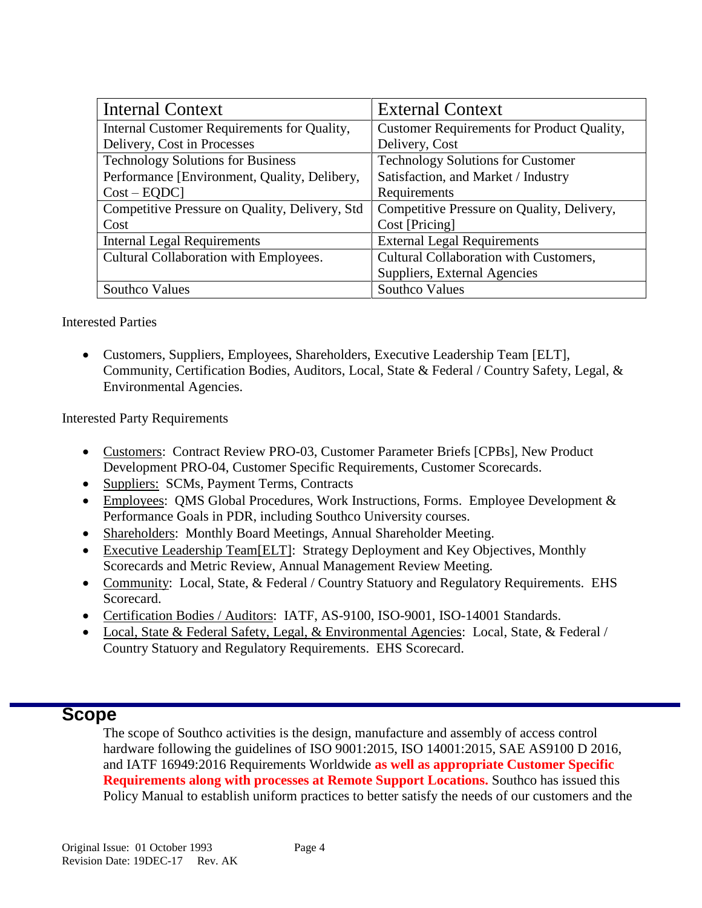| Internal Context | External Context |
|---|---|
| Internal Customer Requirements for Quality, Delivery, Cost in Processes | Customer Requirements for Product Quality, Delivery, Cost |
| Technology Solutions for Business Performance [Environment, Quality, Delibery, Cost – EQDC] | Technology Solutions for Customer Satisfaction, and Market / Industry Requirements |
| Competitive Pressure on Quality, Delivery, Std Cost | Competitive Pressure on Quality, Delivery, Cost [Pricing] |
| Internal Legal Requirements | External Legal Requirements |
| Cultural Collaboration with Employees. | Cultural Collaboration with Customers, Suppliers, External Agencies |
| Southco Values | Southco Values |

Interested Parties

- Customers, Suppliers, Employees, Shareholders, Executive Leadership Team [ELT], Community, Certification Bodies, Auditors, Local, State & Federal / Country Safety, Legal, & Environmental Agencies.

Interested Party Requirements

- Customers: Contract Review PRO-03, Customer Parameter Briefs [CPBs], New Product Development PRO-04, Customer Specific Requirements, Customer Scorecards.
- Suppliers: SCMs, Payment Terms, Contracts
- Employees: QMS Global Procedures, Work Instructions, Forms. Employee Development & Performance Goals in PDR, including Southco University courses.
- Shareholders: Monthly Board Meetings, Annual Shareholder Meeting.
- Executive Leadership Team[ELT]: Strategy Deployment and Key Objectives, Monthly Scorecards and Metric Review, Annual Management Review Meeting.
- Community: Local, State, & Federal / Country Statuory and Regulatory Requirements. EHS Scorecard.
- Certification Bodies / Auditors: IATF, AS-9100, ISO-9001, ISO-14001 Standards.
- Local, State & Federal Safety, Legal, & Environmental Agencies: Local, State, & Federal / Country Statuory and Regulatory Requirements. EHS Scorecard.

## Scope

The scope of Southco activities is the design, manufacture and assembly of access control hardware following the guidelines of ISO 9001:2015, ISO 14001:2015, SAE AS9100 D 2016, and IATF 16949:2016 Requirements Worldwide **as well as appropriate Customer Specific Requirements along with processes at Remote Support Locations.** Southco has issued this Policy Manual to establish uniform practices to better satisfy the needs of our customers and the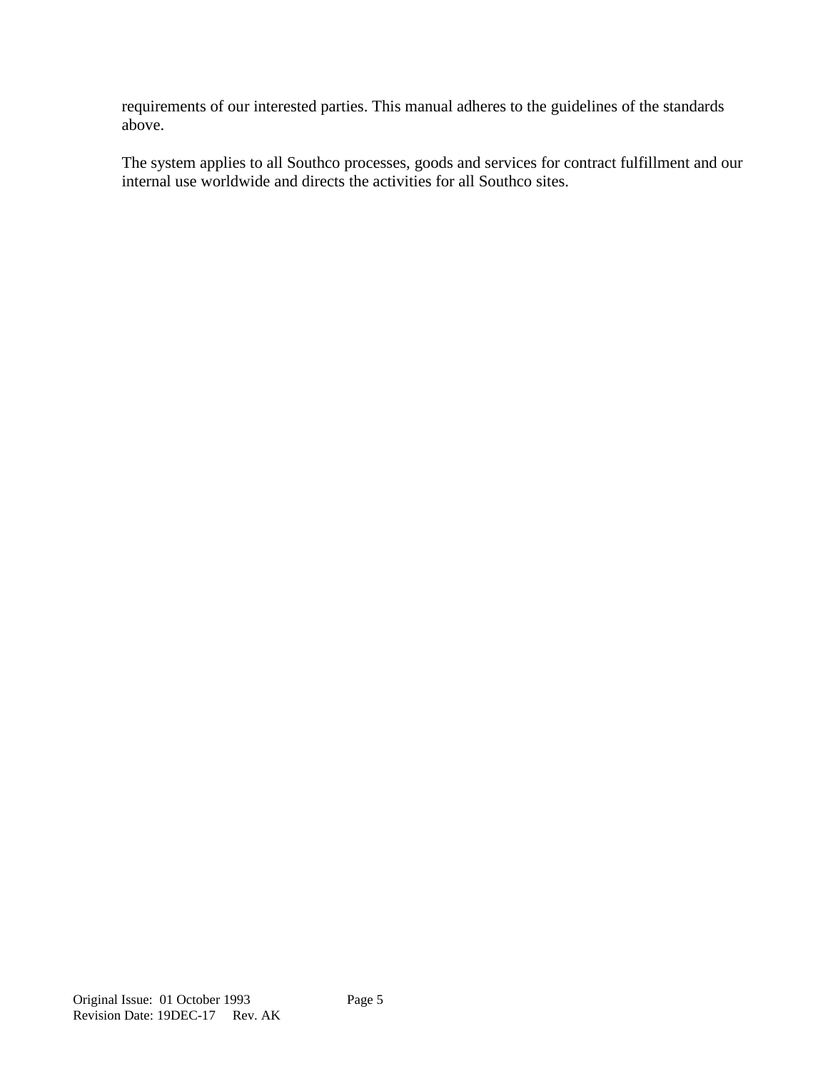requirements of our interested parties. This manual adheres to the guidelines of the standards above.

The system applies to all Southco processes, goods and services for contract fulfillment and our internal use worldwide and directs the activities for all Southco sites.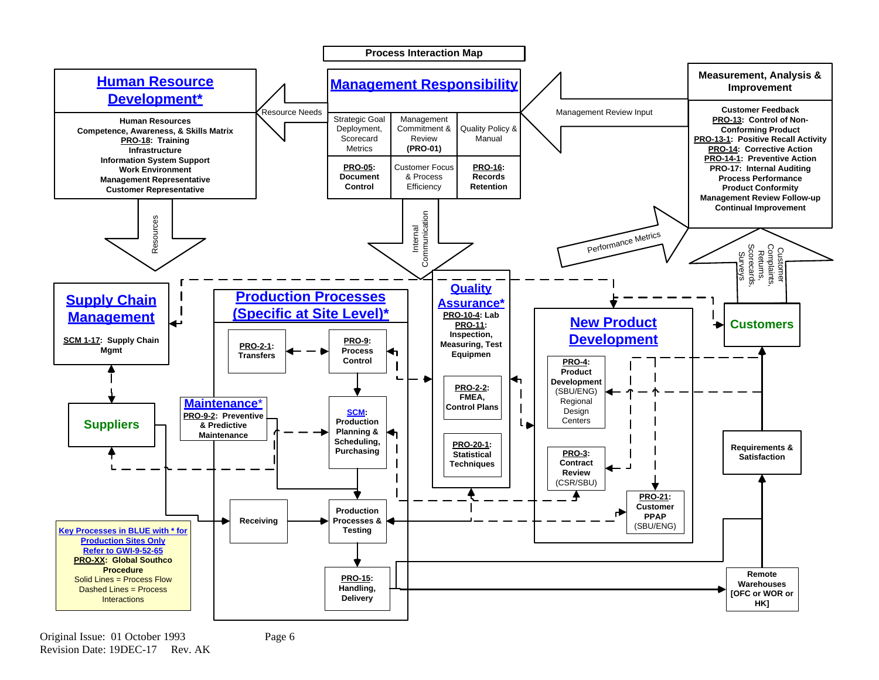# Process Interaction Map

## Human Resource Development*

**Human Resources**
**Competence, Awareness, & Skills Matrix**
**PRO-18: Training**
**Infrastructure**
**Information System Support**
**Work Environment**
**Management Representative**
**Customer Representative**

Resource Needs

Resources

## Management Responsibility

| Strategic Goal Deployment, Scorecard Metrics | Management Commitment & Review **(PRO-01)** | Quality Policy & Manual |
|---|---|---|
| **PRO-05: Document Control** | Customer Focus & Process Efficiency | **PRO-16: Records Retention** |

Internal Communication

Management Review Input

## Measurement, Analysis & Improvement

**Customer Feedback**
**PRO-13: Control of Non-Conforming Product**
**PRO-13-1: Positive Recall Activity**
**PRO-14: Corrective Action**
**PRO-14-1: Preventive Action**
**PRO-17: Internal Auditing**
**Process Performance**
**Product Conformity**
**Management Review Follow-up**
**Continual Improvement**

Performance Metrics

Customer Complaints, Returns, Scorecards, Surveys

## Supply Chain Management

**SCM 1-17: Supply Chain Mgmt**

## Suppliers

## Production Processes (Specific at Site Level)*

- **PRO-2-1: Transfers**
- **PRO-9: Process Control**
- **SCM: Production Planning & Scheduling, Purchasing**
- **Maintenance*** — **PRO-9-2: Preventive & Predictive Maintenance**
- **Receiving**
- **Production Processes & Testing**
- **PRO-15: Handling, Delivery**

## Quality Assurance*

**PRO-10-4: Lab**
**PRO-11: Inspection, Measuring, Test Equipmen**

- **PRO-2-2: FMEA, Control Plans**
- **PRO-20-1: Statistical Techniques**

## New Product Development

- **PRO-4: Product Development** (SBU/ENG) Regional Design Centers
- **PRO-3: Contract Review** (CSR/SBU)
- **PRO-21: Customer PPAP** (SBU/ENG)

## Customers

**Requirements & Satisfaction**

**Remote Warehouses [OFC or WOR or HK]**

**Key Processes in BLUE with * for Production Sites Only**
**Refer to GWI-9-52-65**
**PRO-XX: Global Southco Procedure**
Solid Lines = Process Flow
Dashed Lines = Process Interactions

Original Issue: 01 October 1993
Revision Date: 19DEC-17 Rev. AK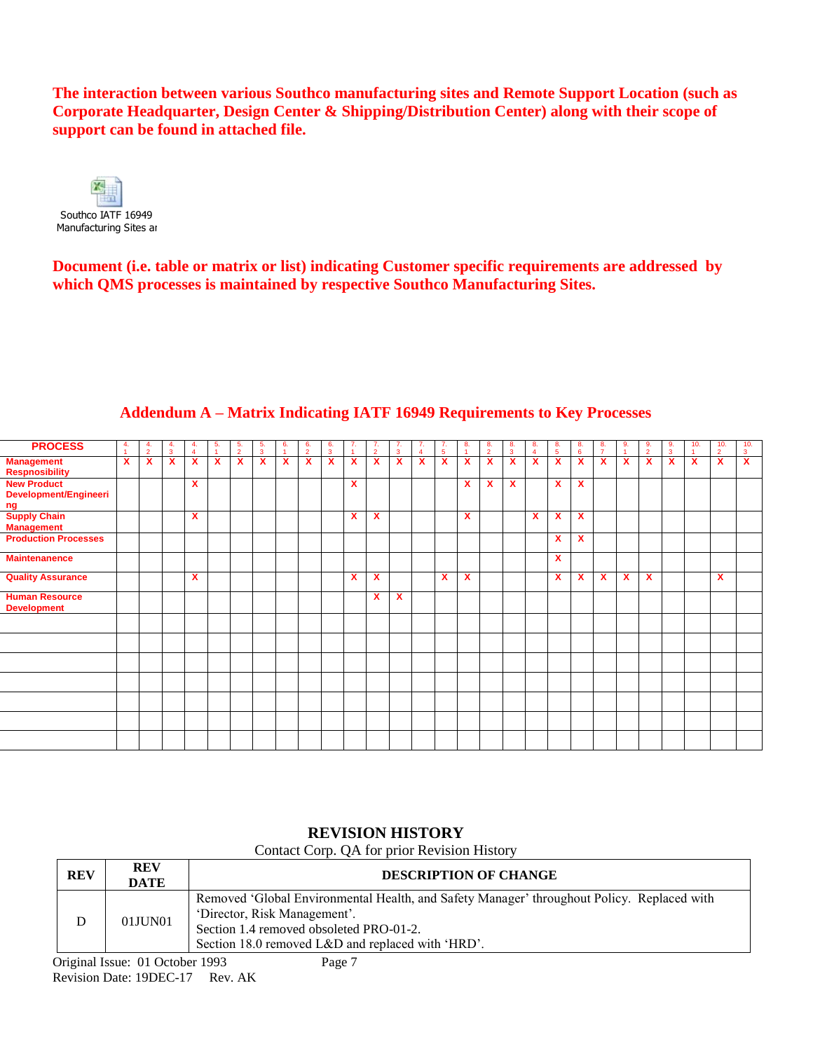**The interaction between various Southco manufacturing sites and Remote Support Location (such as Corporate Headquarter, Design Center & Shipping/Distribution Center) along with their scope of support can be found in attached file.**

Southco IATF 16949 Manufacturing Sites ar

**Document (i.e. table or matrix or list) indicating Customer specific requirements are addressed by which QMS processes is maintained by respective Southco Manufacturing Sites.**

## Addendum A – Matrix Indicating IATF 16949 Requirements to Key Processes

| PROCESS | 4.1 | 4.2 | 4.3 | 4.4 | 5.1 | 5.2 | 5.3 | 6.1 | 6.2 | 6.3 | 7.1 | 7.2 | 7.3 | 7.4 | 7.5 | 8.1 | 8.2 | 8.3 | 8.4 | 8.5 | 8.6 | 8.7 | 9.1 | 9.2 | 9.3 | 10.1 | 10.2 | 10.3 |
|---|---|---|---|---|---|---|---|---|---|---|---|---|---|---|---|---|---|---|---|---|---|---|---|---|---|---|---|---|
| Management Respnosibility | X | X | X | X | X | X | X | X | X | X | X | X | X | X | X | X | X | X | X | X | X | X | X | X | X | X | X | X |
| New Product Development/Engineering | | | | X | | | | | | | X | | | | | X | X | X | | X | X | | | | | | | |
| Supply Chain Management | | | | X | | | | | | | X | X | | | | X | | | X | X | X | | | | | | | |
| Production Processes | | | | | | | | | | | | | | | | | | | | X | X | | | | | | | |
| Maintenanence | | | | | | | | | | | | | | | | | | | | X | | | | | | | | |
| Quality Assurance | | | | X | | | | | | | X | X | | | X | X | | | | X | X | X | X | X | | | X | |
| Human Resource Development | | | | | | | | | | | | X | X | | | | | | | | | | | | | | | |
| | | | | | | | | | | | | | | | | | | | | | | | | | | | | |
| | | | | | | | | | | | | | | | | | | | | | | | | | | | | |
| | | | | | | | | | | | | | | | | | | | | | | | | | | | | |
| | | | | | | | | | | | | | | | | | | | | | | | | | | | | |
| | | | | | | | | | | | | | | | | | | | | | | | | | | | | |
| | | | | | | | | | | | | | | | | | | | | | | | | | | | | |
| | | | | | | | | | | | | | | | | | | | | | | | | | | | | |

## REVISION HISTORY

Contact Corp. QA for prior Revision History

| REV | REV DATE | DESCRIPTION OF CHANGE |
|---|---|---|
| D | 01JUN01 | Removed 'Global Environmental Health, and Safety Manager' throughout Policy. Replaced with 'Director, Risk Management'.<br>Section 1.4 removed obsolete PRO-01-2.<br>Section 18.0 removed L&D and replaced with 'HRD'. |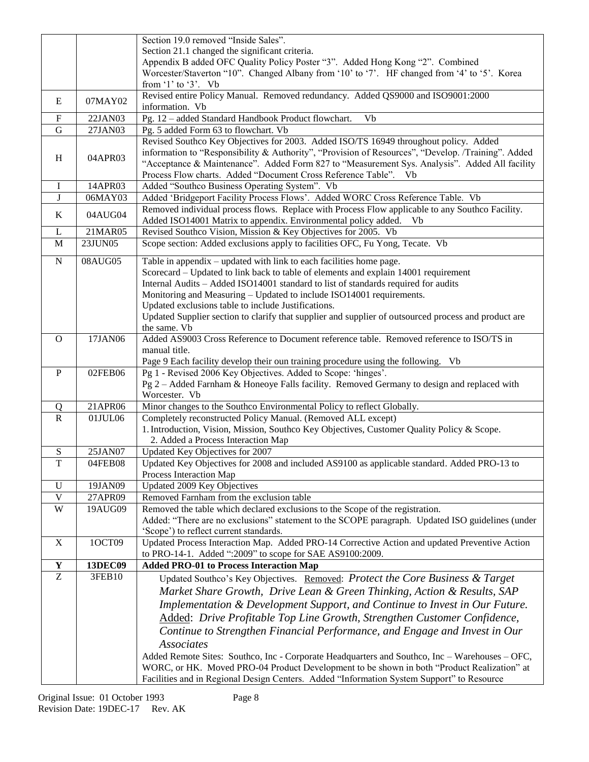| | | |
|---|---|---|
| | | Section 19.0 removed "Inside Sales".<br>Section 21.1 changed the significant criteria.<br>Appendix B added OFC Quality Policy Poster "3". Added Hong Kong "2". Combined Worcester/Staverton "10". Changed Albany from '10' to '7'. HF changed from '4' to '5'. Korea from '1' to '3'. Vb |
| E | 07MAY02 | Revised entire Policy Manual. Removed redundancy. Added QS9000 and ISO9001:2000 information. Vb |
| F | 22JAN03 | Pg. 12 – added Standard Handbook Product flowchart. Vb |
| G | 27JAN03 | Pg. 5 added Form 63 to flowchart. Vb |
| H | 04APR03 | Revised Southco Key Objectives for 2003. Added ISO/TS 16949 throughout policy. Added information to "Responsibility & Authority", "Provision of Resources", "Develop. /Training". Added "Acceptance & Maintenance". Added Form 827 to "Measurement Sys. Analysis". Added All facility Process Flow charts. Added "Document Cross Reference Table". Vb |
| I | 14APR03 | Added "Southco Business Operating System". Vb |
| J | 06MAY03 | Added 'Bridgeport Facility Process Flows'. Added WORC Cross Reference Table. Vb |
| K | 04AUG04 | Removed individual process flows. Replace with Process Flow applicable to any Southco Facility. Added ISO14001 Matrix to appendix. Environmental policy added. Vb |
| L | 21MAR05 | Revised Southco Vision, Mission & Key Objectives for 2005. Vb |
| M | 23JUN05 | Scope section: Added exclusions apply to facilities OFC, Fu Yong, Tecate. Vb |
| N | 08AUG05 | Table in appendix – updated with link to each facilities home page.<br>Scorecard – Updated to link back to table of elements and explain 14001 requirement<br>Internal Audits – Added ISO14001 standard to list of standards required for audits<br>Monitoring and Measuring – Updated to include ISO14001 requirements.<br>Updated exclusions table to include Justifications.<br>Updated Supplier section to clarify that supplier and supplier of outsourced process and product are the same. Vb |
| O | 17JAN06 | Added AS9003 Cross Reference to Document reference table. Removed reference to ISO/TS in manual title.<br>Page 9 Each facility develop their oun training procedure using the following. Vb |
| P | 02FEB06 | Pg 1 - Revised 2006 Key Objectives. Added to Scope: 'hinges'.<br>Pg 2 – Added Farnham & Honeoye Falls facility. Removed Germany to design and replaced with Worcester. Vb |
| Q | 21APR06 | Minor changes to the Southco Environmental Policy to reflect Globally. |
| R | 01JUL06 | Completely reconstructed Policy Manual. (Removed ALL except)<br>1. Introduction, Vision, Mission, Southco Key Objectives, Customer Quality Policy & Scope.<br>2. Added a Process Interaction Map |
| S | 25JAN07 | Updated Key Objectives for 2007 |
| T | 04FEB08 | Updated Key Objectives for 2008 and included AS9100 as applicable standard. Added PRO-13 to Process Interaction Map |
| U | 19JAN09 | Updated 2009 Key Objectives |
| V | 27APR09 | Removed Farnham from the exclusion table |
| W | 19AUG09 | Removed the table which declared exclusions to the Scope of the registration.<br>Added: "There are no exclusions" statement to the SCOPE paragraph. Updated ISO guidelines (under 'Scope') to reflect current standards. |
| X | 1OCT09 | Updated Process Interaction Map. Added PRO-14 Corrective Action and updated Preventive Action to PRO-14-1. Added ":2009" to scope for SAE AS9100:2009. |
| **Y** | **13DEC09** | **Added PRO-01 to Process Interaction Map** |
| Z | 3FEB10 | Updated Southco's Key Objectives. Removed: *Protect the Core Business & Target Market Share Growth, Drive Lean & Green Thinking, Action & Results, SAP Implementation & Development Support, and Continue to Invest in Our Future.* Added: *Drive Profitable Top Line Growth, Strengthen Customer Confidence, Continue to Strengthen Financial Performance, and Engage and Invest in Our Associates*<br>Added Remote Sites: Southco, Inc - Corporate Headquarters and Southco, Inc – Warehouses – OFC, WORC, or HK. Moved PRO-04 Product Development to be shown in both "Product Realization" at Facilities and in Regional Design Centers. Added "Information System Support" to Resource |

Original Issue: 01 October 1993
Revision Date: 19DEC-17 Rev. AK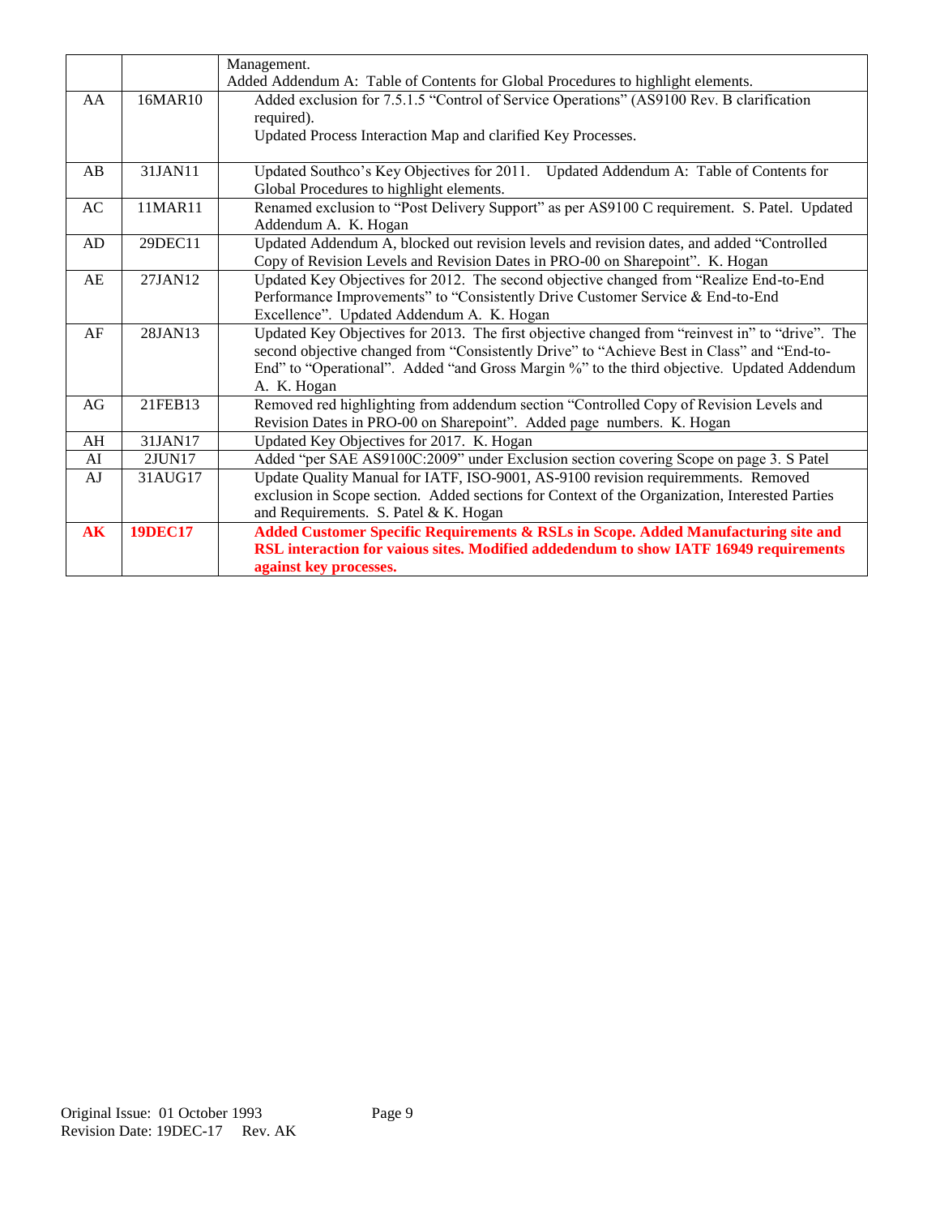| | | |
|---|---|---|
| | | Management.<br>Added Addendum A: Table of Contents for Global Procedures to highlight elements. |
| AA | 16MAR10 | Added exclusion for 7.5.1.5 "Control of Service Operations" (AS9100 Rev. B clarification required).<br>Updated Process Interaction Map and clarified Key Processes. |
| AB | 31JAN11 | Updated Southco's Key Objectives for 2011. Updated Addendum A: Table of Contents for Global Procedures to highlight elements. |
| AC | 11MAR11 | Renamed exclusion to "Post Delivery Support" as per AS9100 C requirement. S. Patel. Updated Addendum A. K. Hogan |
| AD | 29DEC11 | Updated Addendum A, blocked out revision levels and revision dates, and added "Controlled Copy of Revision Levels and Revision Dates in PRO-00 on Sharepoint". K. Hogan |
| AE | 27JAN12 | Updated Key Objectives for 2012. The second objective changed from "Realize End-to-End Performance Improvements" to "Consistently Drive Customer Service & End-to-End Excellence". Updated Addendum A. K. Hogan |
| AF | 28JAN13 | Updated Key Objectives for 2013. The first objective changed from "reinvest in" to "drive". The second objective changed from "Consistently Drive" to "Achieve Best in Class" and "End-to-End" to "Operational". Added "and Gross Margin %" to the third objective. Updated Addendum A. K. Hogan |
| AG | 21FEB13 | Removed red highlighting from addendum section "Controlled Copy of Revision Levels and Revision Dates in PRO-00 on Sharepoint". Added page numbers. K. Hogan |
| AH | 31JAN17 | Updated Key Objectives for 2017. K. Hogan |
| AI | 2JUN17 | Added "per SAE AS9100C:2009" under Exclusion section covering Scope on page 3. S Patel |
| AJ | 31AUG17 | Update Quality Manual for IATF, ISO-9001, AS-9100 revision requiremments. Removed exclusion in Scope section. Added sections for Context of the Organization, Interested Parties and Requirements. S. Patel & K. Hogan |
| **AK** | **19DEC17** | **Added Customer Specific Requirements & RSLs in Scope. Added Manufacturing site and RSL interaction for vaious sites. Modified addedendum to show IATF 16949 requirements against key processes.** |